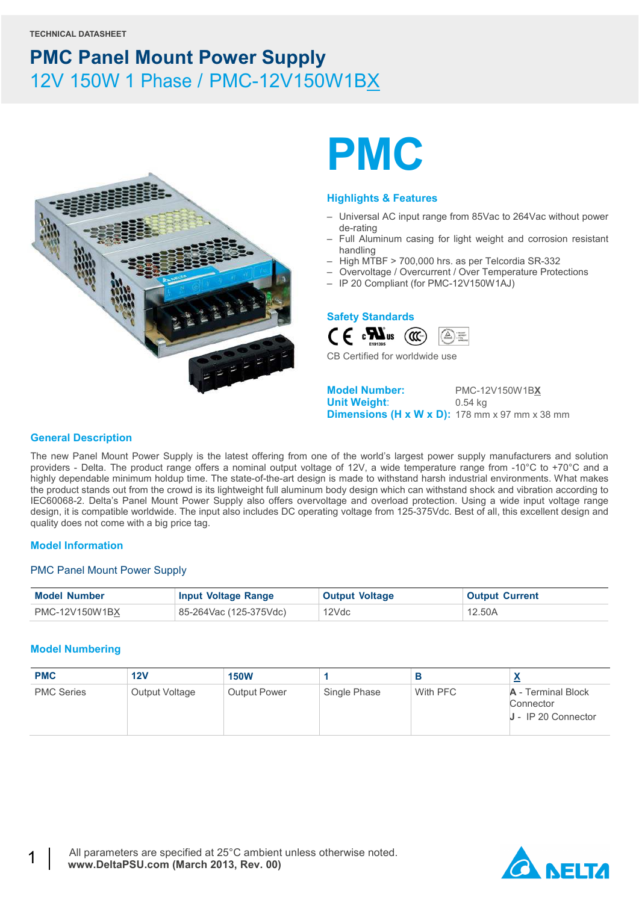TECHNICAL DATASHEET

# PMC Panel Mount Power Supply

## 12V 150W 1 Phase / PMC-12V150W1BX

# PMC

### Highlights & Features

- Universal AC input range from 85Vac to 264Vac without power de-rating
- Full Aluminum casing for light weight and corrosion resistant handling
- High MTBF > 700,000 hrs. as per Telcordia SR-332
- Overvoltage / Overcurrent / Over Temperature Protections
- IP 20 Compliant (for PMC-12V150W1AJ)

### Safety Standards

E191395

CB Certified for worldwide use

**Model Number:** PMC-12V150W1B**X**
**Unit Weight:** 0.54 kg
**Dimensions (H x W x D):** 178 mm x 97 mm x 38 mm

### General Description

The new Panel Mount Power Supply is the latest offering from one of the world's largest power supply manufacturers and solution providers - Delta. The product range offers a nominal output voltage of 12V, a wide temperature range from -10°C to +70°C and a highly dependable minimum holdup time. The state-of-the-art design is made to withstand harsh industrial environments. What makes the product stands out from the crowd is its lightweight full aluminum body design which can withstand shock and vibration according to IEC60068-2. Delta's Panel Mount Power Supply also offers overvoltage and overload protection. Using a wide input voltage range design, it is compatible worldwide. The input also includes DC operating voltage from 125-375Vdc. Best of all, this excellent design and quality does not come with a big price tag.

### Model Information

PMC Panel Mount Power Supply

| Model Number | Input Voltage Range | Output Voltage | Output Current |
|---|---|---|---|
| PMC-12V150W1BX | 85-264Vac (125-375Vdc) | 12Vdc | 12.50A |

### Model Numbering

| PMC | 12V | 150W | 1 | B | X |
|---|---|---|---|---|---|
| PMC Series | Output Voltage | Output Power | Single Phase | With PFC | A - Terminal Block Connector<br>J - IP 20 Connector |

All parameters are specified at 25°C ambient unless otherwise noted.
**www.DeltaPSU.com (March 2013, Rev. 00)**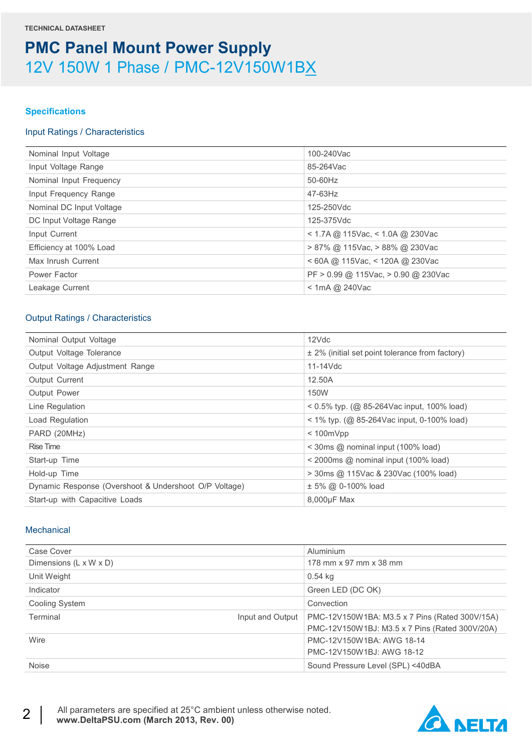TECHNICAL DATASHEET

# PMC Panel Mount Power Supply

## 12V 150W 1 Phase / PMC-12V150W1BX

### Specifications

#### Input Ratings / Characteristics

| | |
|---|---|
| Nominal Input Voltage | 100-240Vac |
| Input Voltage Range | 85-264Vac |
| Nominal Input Frequency | 50-60Hz |
| Input Frequency Range | 47-63Hz |
| Nominal DC Input Voltage | 125-250Vdc |
| DC Input Voltage Range | 125-375Vdc |
| Input Current | < 1.7A @ 115Vac, < 1.0A @ 230Vac |
| Efficiency at 100% Load | > 87% @ 115Vac, > 88% @ 230Vac |
| Max Inrush Current | < 60A @ 115Vac, < 120A @ 230Vac |
| Power Factor | PF > 0.99 @ 115Vac, > 0.90 @ 230Vac |
| Leakage Current | < 1mA @ 240Vac |

#### Output Ratings / Characteristics

| | |
|---|---|
| Nominal Output Voltage | 12Vdc |
| Output Voltage Tolerance | ± 2% (initial set point tolerance from factory) |
| Output Voltage Adjustment Range | 11-14Vdc |
| Output Current | 12.50A |
| Output Power | 150W |
| Line Regulation | < 0.5% typ. (@ 85-264Vac input, 100% load) |
| Load Regulation | < 1% typ. (@ 85-264Vac input, 0-100% load) |
| PARD (20MHz) | < 100mVpp |
| Rise Time | < 30ms @ nominal input (100% load) |
| Start-up Time | < 2000ms @ nominal input (100% load) |
| Hold-up Time | > 30ms @ 115Vac & 230Vac (100% load) |
| Dynamic Response (Overshoot & Undershoot O/P Voltage) | ± 5% @ 0-100% load |
| Start-up with Capacitive Loads | 8,000µF Max |

#### Mechanical

| | | |
|---|---|---|
| Case Cover | | Aluminium |
| Dimensions (L x W x D) | | 178 mm x 97 mm x 38 mm |
| Unit Weight | | 0.54 kg |
| Indicator | | Green LED (DC OK) |
| Cooling System | | Convection |
| Terminal | Input and Output | PMC-12V150W1BA: M3.5 x 7 Pins (Rated 300V/15A)<br>PMC-12V150W1BJ: M3.5 x 7 Pins (Rated 300V/20A) |
| Wire | | PMC-12V150W1BA: AWG 18-14<br>PMC-12V150W1BJ: AWG 18-12 |
| Noise | | Sound Pressure Level (SPL) <40dBA |

All parameters are specified at 25°C ambient unless otherwise noted.
**www.DeltaPSU.com (March 2013, Rev. 00)**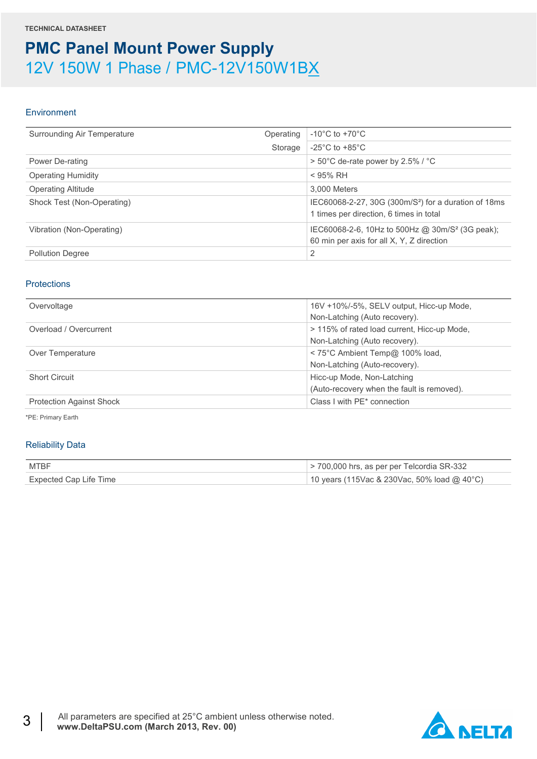TECHNICAL DATASHEET

# PMC Panel Mount Power Supply

## 12V 150W 1 Phase / PMC-12V150W1BX

### Environment

| | | |
|---|---|---|
| Surrounding Air Temperature | Operating | -10°C to +70°C |
| | Storage | -25°C to +85°C |
| Power De-rating | | > 50°C de-rate power by 2.5% / °C |
| Operating Humidity | | < 95% RH |
| Operating Altitude | | 3,000 Meters |
| Shock Test (Non-Operating) | | IEC60068-2-27, 30G (300m/S²) for a duration of 18ms 1 times per direction, 6 times in total |
| Vibration (Non-Operating) | | IEC60068-2-6, 10Hz to 500Hz @ 30m/S² (3G peak); 60 min per axis for all X, Y, Z direction |
| Pollution Degree | | 2 |

### Protections

| | |
|---|---|
| Overvoltage | 16V +10%/-5%, SELV output, Hicc-up Mode, Non-Latching (Auto recovery). |
| Overload / Overcurrent | > 115% of rated load current, Hicc-up Mode, Non-Latching (Auto recovery). |
| Over Temperature | < 75°C Ambient Temp@ 100% load, Non-Latching (Auto-recovery). |
| Short Circuit | Hicc-up Mode, Non-Latching (Auto-recovery when the fault is removed). |
| Protection Against Shock | Class I with PE* connection |

*PE: Primary Earth

### Reliability Data

| | |
|---|---|
| MTBF | > 700,000 hrs, as per per Telcordia SR-332 |
| Expected Cap Life Time | 10 years (115Vac & 230Vac, 50% load @ 40°C) |

All parameters are specified at 25°C ambient unless otherwise noted.
**www.DeltaPSU.com (March 2013, Rev. 00)**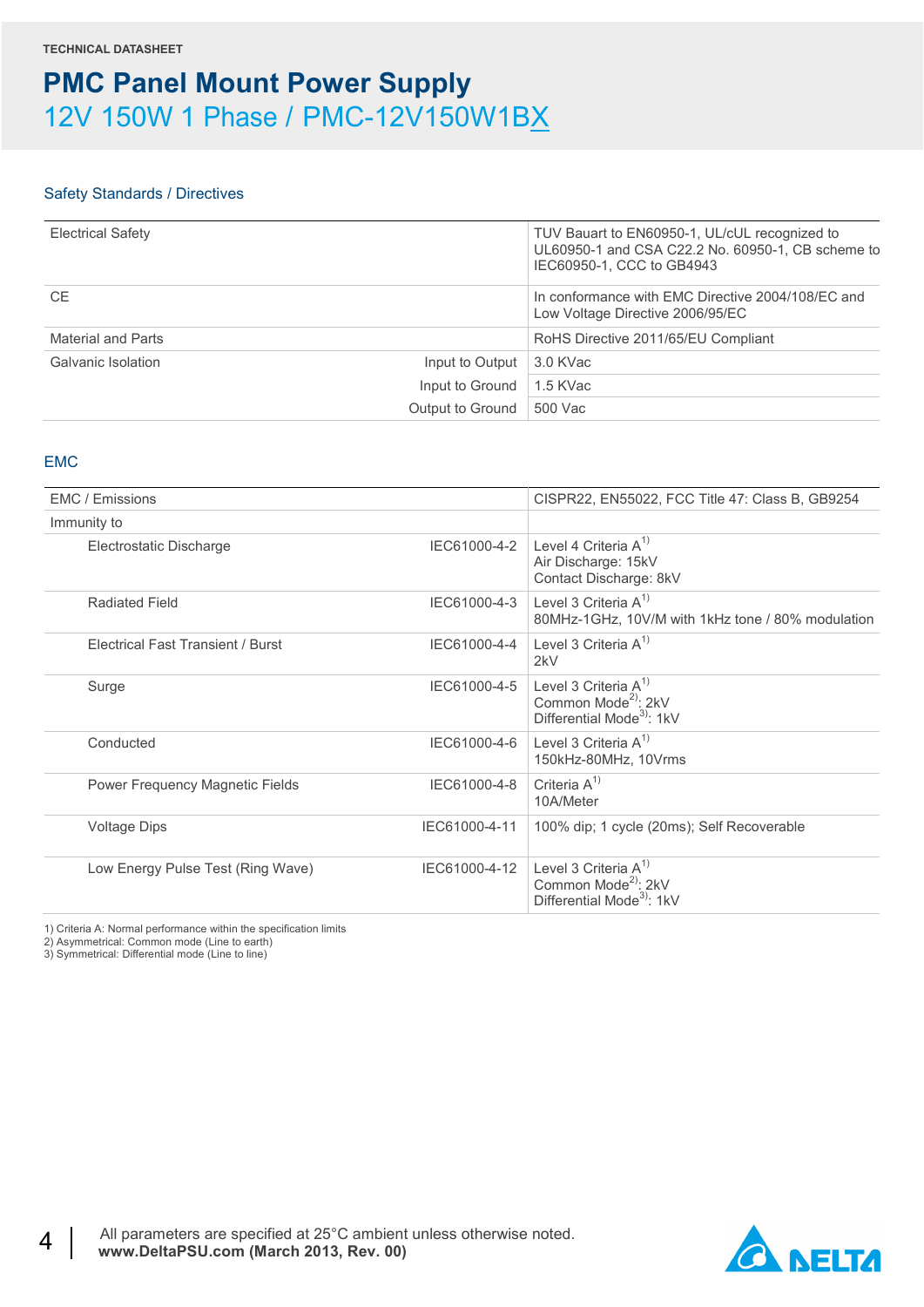TECHNICAL DATASHEET

# PMC Panel Mount Power Supply

## 12V 150W 1 Phase / PMC-12V150W1BX

### Safety Standards / Directives

| | | |
|---|---|---|
| Electrical Safety | | TUV Bauart to EN60950-1, UL/cUL recognized to UL60950-1 and CSA C22.2 No. 60950-1, CB scheme to IEC60950-1, CCC to GB4943 |
| CE | | In conformance with EMC Directive 2004/108/EC and Low Voltage Directive 2006/95/EC |
| Material and Parts | | RoHS Directive 2011/65/EU Compliant |
| Galvanic Isolation | Input to Output | 3.0 KVac |
| | Input to Ground | 1.5 KVac |
| | Output to Ground | 500 Vac |

### EMC

| | | |
|---|---|---|
| EMC / Emissions | | CISPR22, EN55022, FCC Title 47: Class B, GB9254 |
| Immunity to | | |
| Electrostatic Discharge | IEC61000-4-2 | Level 4 Criteria A[1]<br>Air Discharge: 15kV<br>Contact Discharge: 8kV |
| Radiated Field | IEC61000-4-3 | Level 3 Criteria A[1]<br>80MHz-1GHz, 10V/M with 1kHz tone / 80% modulation |
| Electrical Fast Transient / Burst | IEC61000-4-4 | Level 3 Criteria A[1]<br>2kV |
| Surge | IEC61000-4-5 | Level 3 Criteria A[1]<br>Common Mode[2]: 2kV<br>Differential Mode[3]: 1kV |
| Conducted | IEC61000-4-6 | Level 3 Criteria A[1]<br>150kHz-80MHz, 10Vrms |
| Power Frequency Magnetic Fields | IEC61000-4-8 | Criteria A[1]<br>10A/Meter |
| Voltage Dips | IEC61000-4-11 | 100% dip; 1 cycle (20ms); Self Recoverable |
| Low Energy Pulse Test (Ring Wave) | IEC61000-4-12 | Level 3 Criteria A[1]<br>Common Mode[2]: 2kV<br>Differential Mode[3]: 1kV |

1) Criteria A: Normal performance within the specification limits
2) Asymmetrical: Common mode (Line to earth)
3) Symmetrical: Differential mode (Line to line)

All parameters are specified at 25°C ambient unless otherwise noted.
**www.DeltaPSU.com (March 2013, Rev. 00)**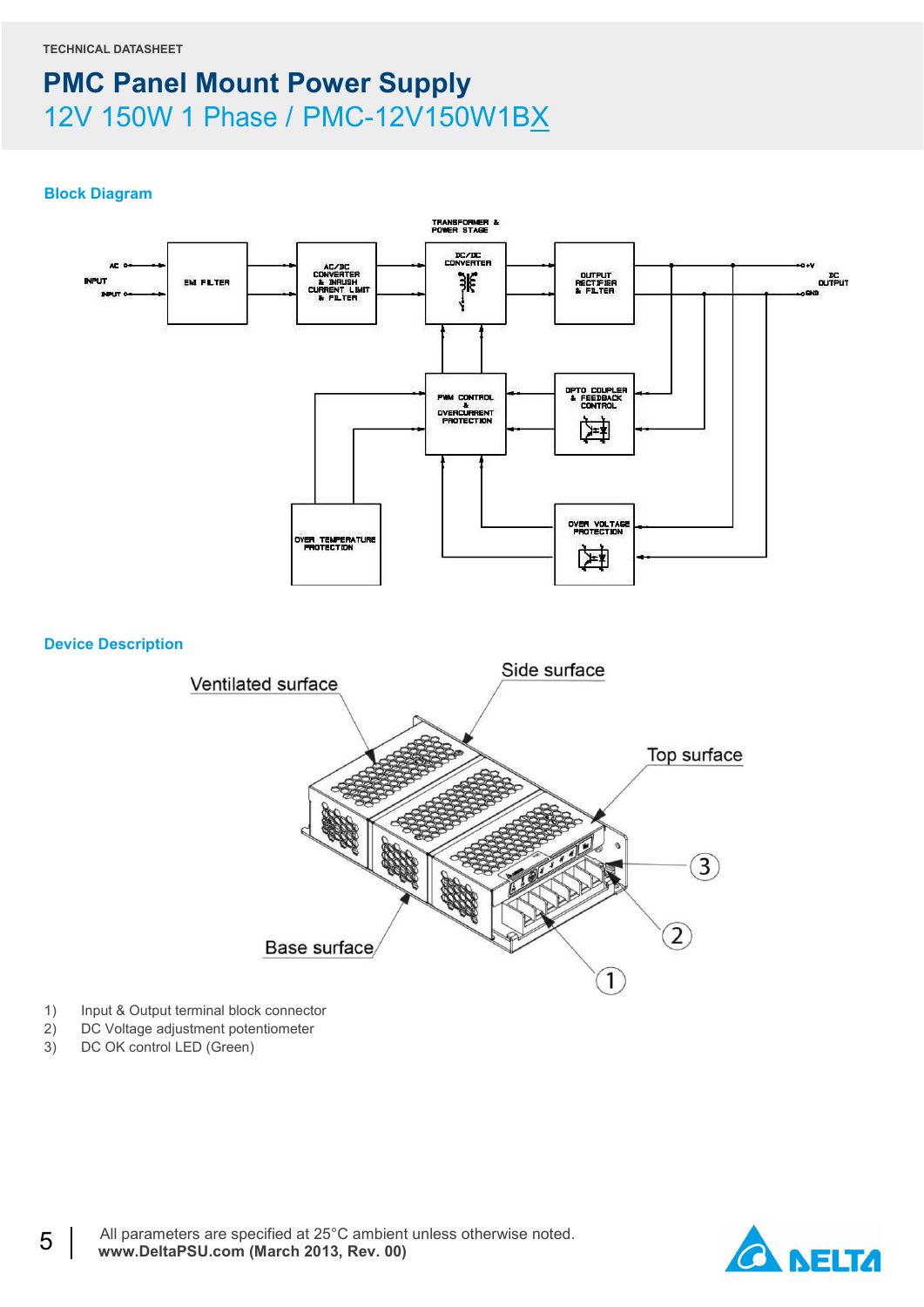TECHNICAL DATASHEET

# PMC Panel Mount Power Supply

## 12V 150W 1 Phase / PMC-12V150W1BX

### Block Diagram

### Device Description

1) Input & Output terminal block connector
2) DC Voltage adjustment potentiometer
3) DC OK control LED (Green)

All parameters are specified at 25°C ambient unless otherwise noted.
**www.DeltaPSU.com (March 2013, Rev. 00)**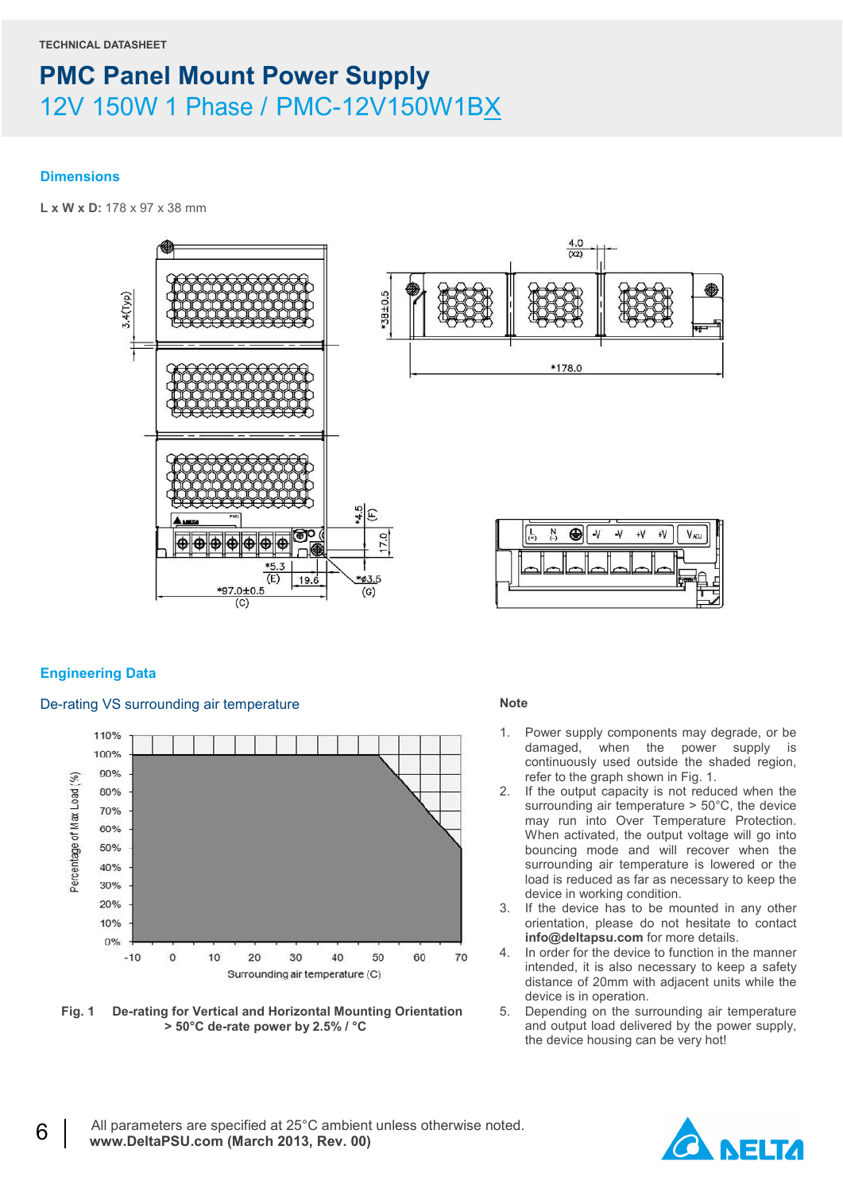TECHNICAL DATASHEET

# PMC Panel Mount Power Supply

## 12V 150W 1 Phase / PMC-12V150W1BX

### Dimensions

**L x W x D:** 178 x 97 x 38 mm

### Engineering Data

#### De-rating VS surrounding air temperature

Fig. 1 **De-rating for Vertical and Horizontal Mounting Orientation > 50°C de-rate power by 2.5% / °C**

**Note**

1. Power supply components may degrade, or be damaged, when the power supply is continuously used outside the shaded region, refer to the graph shown in Fig. 1.
2. If the output capacity is not reduced when the surrounding air temperature > 50°C, the device may run into Over Temperature Protection. When activated, the output voltage will go into bouncing mode and will recover when the surrounding air temperature is lowered or the load is reduced as far as necessary to keep the device in working condition.
3. If the device has to be mounted in any other orientation, please do not hesitate to contact **info@deltapsu.com** for more details.
4. In order for the device to function in the manner intended, it is also necessary to keep a safety distance of 20mm with adjacent units while the device is in operation.
5. Depending on the surrounding air temperature and output load delivered by the power supply, the device housing can be very hot!

All parameters are specified at 25°C ambient unless otherwise noted.
**www.DeltaPSU.com (March 2013, Rev. 00)**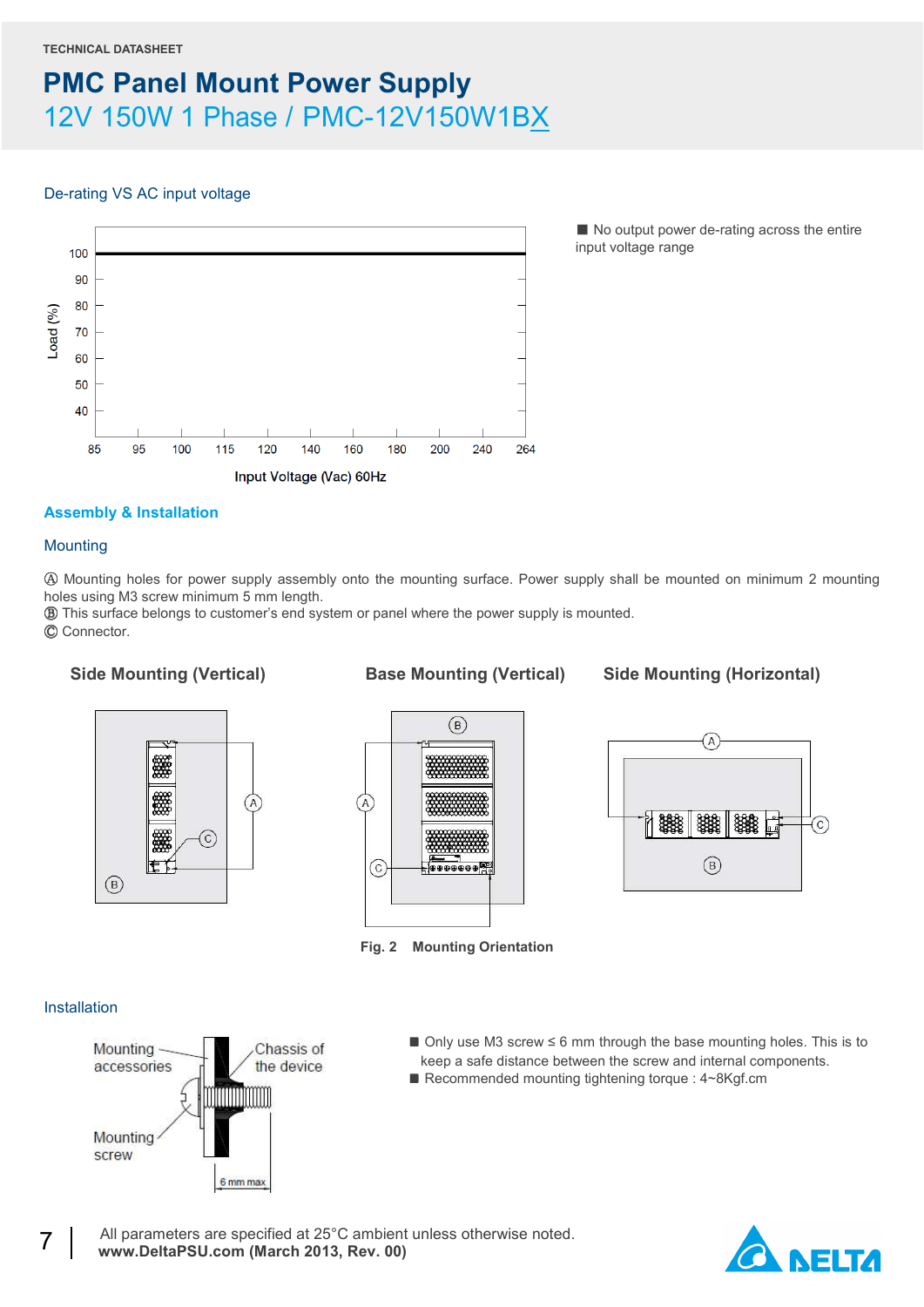TECHNICAL DATASHEET

# PMC Panel Mount Power Supply

## 12V 150W 1 Phase / PMC-12V150W1BX

### De-rating VS AC input voltage

■ No output power de-rating across the entire input voltage range

## Assembly & Installation

### Mounting

Ⓐ Mounting holes for power supply assembly onto the mounting surface. Power supply shall be mounted on minimum 2 mounting holes using M3 screw minimum 5 mm length.
Ⓑ This surface belongs to customer's end system or panel where the power supply is mounted.
Ⓒ Connector.

**Side Mounting (Vertical)** | **Base Mounting (Vertical)** | **Side Mounting (Horizontal)**

**Fig. 2 Mounting Orientation**

### Installation

- Only use M3 screw ≤ 6 mm through the base mounting holes. This is to keep a safe distance between the screw and internal components.
- Recommended mounting tightening torque : 4~8Kgf.cm

All parameters are specified at 25°C ambient unless otherwise noted.
**www.DeltaPSU.com (March 2013, Rev. 00)**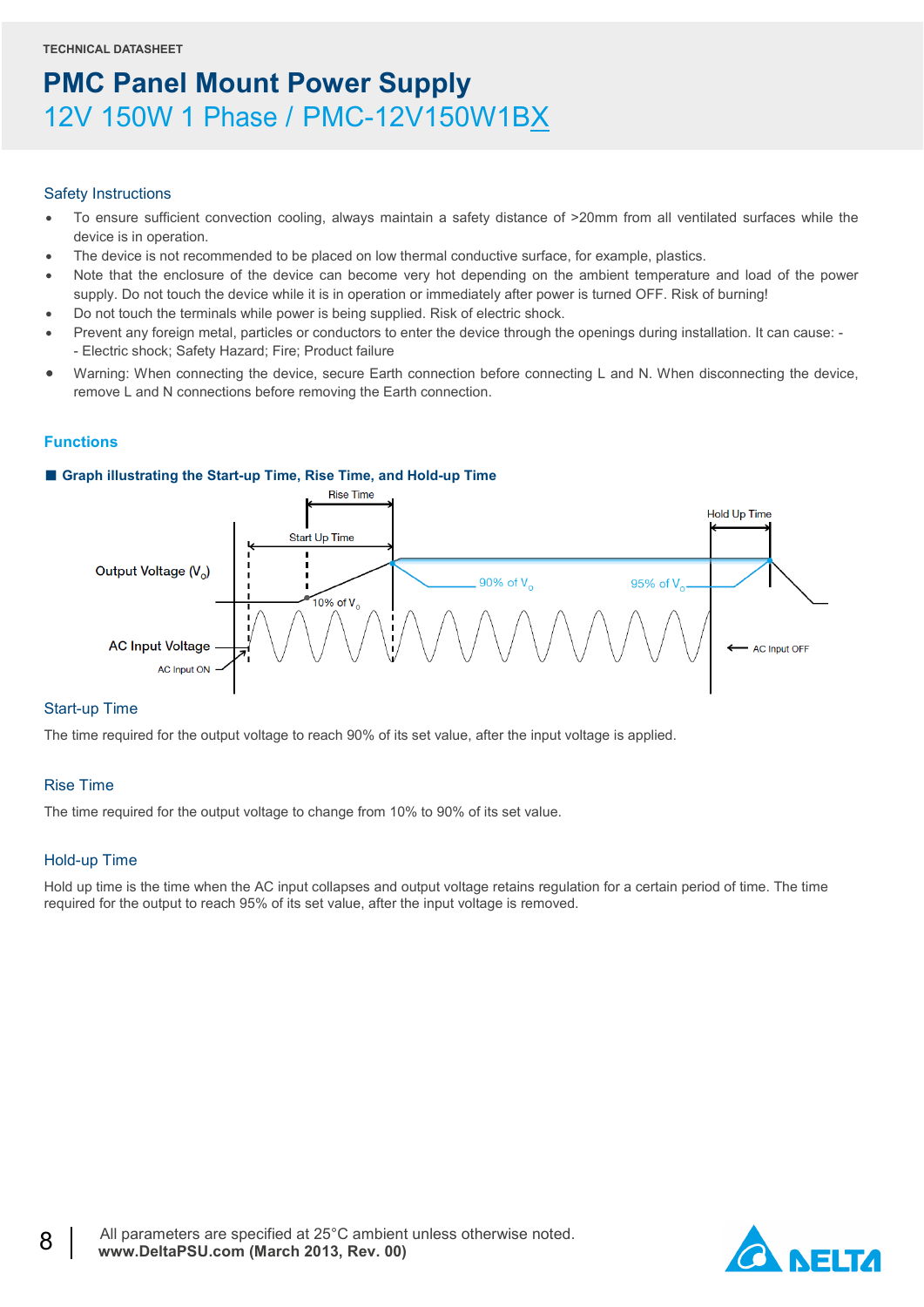TECHNICAL DATASHEET

# PMC Panel Mount Power Supply

## 12V 150W 1 Phase / PMC-12V150W1BX

### Safety Instructions

- To ensure sufficient convection cooling, always maintain a safety distance of >20mm from all ventilated surfaces while the device is in operation.
- The device is not recommended to be placed on low thermal conductive surface, for example, plastics.
- Note that the enclosure of the device can become very hot depending on the ambient temperature and load of the power supply. Do not touch the device while it is in operation or immediately after power is turned OFF. Risk of burning!
- Do not touch the terminals while power is being supplied. Risk of electric shock.
- Prevent any foreign metal, particles or conductors to enter the device through the openings during installation. It can cause: -
  - Electric shock; Safety Hazard; Fire; Product failure
- Warning: When connecting the device, secure Earth connection before connecting L and N. When disconnecting the device, remove L and N connections before removing the Earth connection.

### Functions

■ **Graph illustrating the Start-up Time, Rise Time, and Hold-up Time**

Rise Time

Start Up Time

Hold Up Time

Output Voltage ($V_o$)

90% of $V_o$

95% of $V_o$

10% of $V_o$

AC Input Voltage

AC Input ON

AC Input OFF

### Start-up Time

The time required for the output voltage to reach 90% of its set value, after the input voltage is applied.

### Rise Time

The time required for the output voltage to change from 10% to 90% of its set value.

### Hold-up Time

Hold up time is the time when the AC input collapses and output voltage retains regulation for a certain period of time. The time required for the output to reach 95% of its set value, after the input voltage is removed.

All parameters are specified at 25°C ambient unless otherwise noted.
**www.DeltaPSU.com (March 2013, Rev. 00)**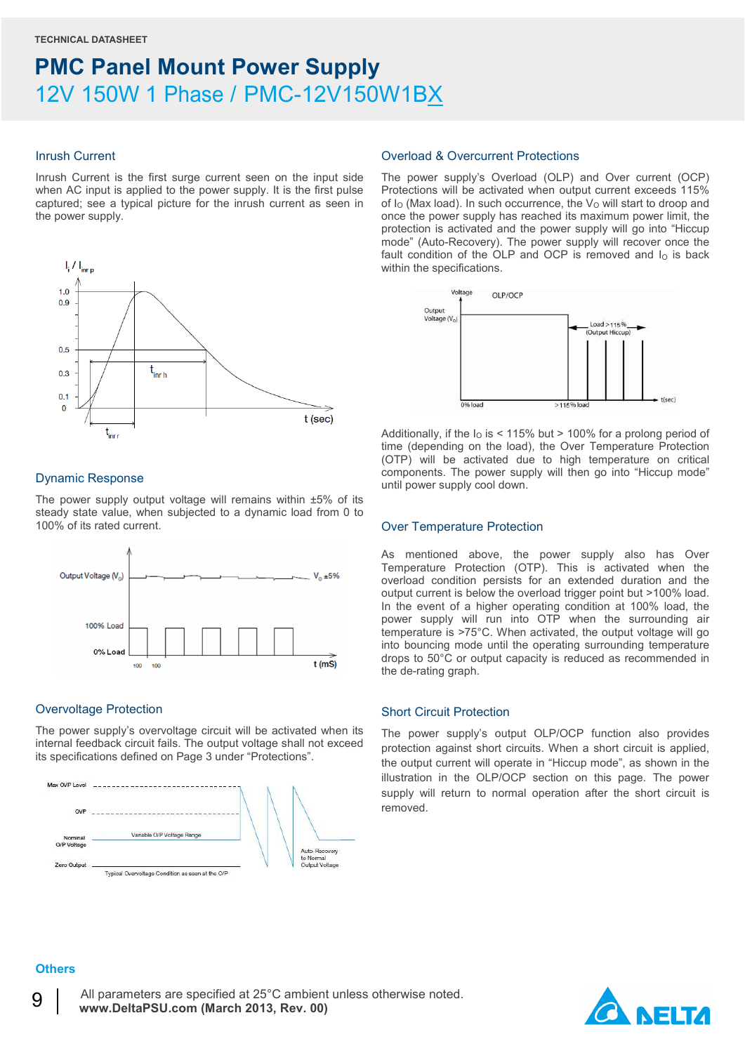## Inrush Current

Inrush Current is the first surge current seen on the input side when AC input is applied to the power supply. It is the first pulse captured; see a typical picture for the inrush current as seen in the power supply.

## Dynamic Response

The power supply output voltage will remains within ±5% of its steady state value, when subjected to a dynamic load from 0 to 100% of its rated current.

## Overvoltage Protection

The power supply's overvoltage circuit will be activated when its internal feedback circuit fails. The output voltage shall not exceed its specifications defined on Page 3 under "Protections".

## Overload & Overcurrent Protections

The power supply's Overload (OLP) and Over current (OCP) Protections will be activated when output current exceeds 115% of $I_O$ (Max load). In such occurrence, the $V_O$ will start to droop and once the power supply has reached its maximum power limit, the protection is activated and the power supply will go into "Hiccup mode" (Auto-Recovery). The power supply will recover once the fault condition of the OLP and OCP is removed and $I_O$ is back within the specifications.

Additionally, if the $I_O$ is < 115% but > 100% for a prolong period of time (depending on the load), the Over Temperature Protection (OTP) will be activated due to high temperature on critical components. The power supply will then go into "Hiccup mode" until power supply cool down.

## Over Temperature Protection

As mentioned above, the power supply also has Over Temperature Protection (OTP). This is activated when the overload condition persists for an extended duration and the output current is below the overload trigger point but >100% load. In the event of a higher operating condition at 100% load, the power supply will run into OTP when the surrounding air temperature is >75°C. When activated, the output voltage will go into bouncing mode until the operating surrounding temperature drops to 50°C or output capacity is reduced as recommended in the de-rating graph.

## Short Circuit Protection

The power supply's output OLP/OCP function also provides protection against short circuits. When a short circuit is applied, the output current will operate in "Hiccup mode", as shown in the illustration in the OLP/OCP section on this page. The power supply will return to normal operation after the short circuit is removed.

## Others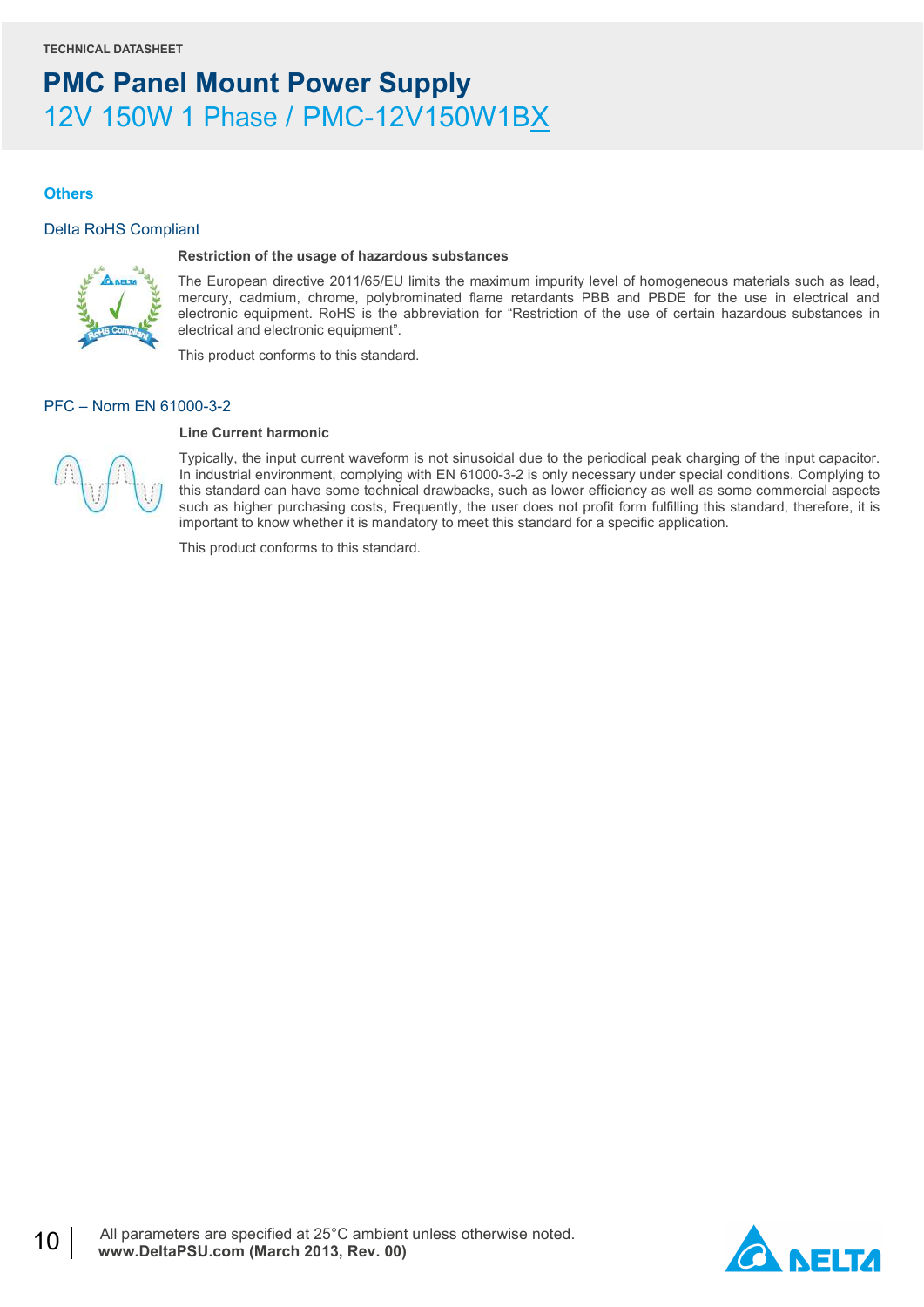## Others

### Delta RoHS Compliant

**Restriction of the usage of hazardous substances**

The European directive 2011/65/EU limits the maximum impurity level of homogeneous materials such as lead, mercury, cadmium, chrome, polybrominated flame retardants PBB and PBDE for the use in electrical and electronic equipment. RoHS is the abbreviation for "Restriction of the use of certain hazardous substances in electrical and electronic equipment".

This product conforms to this standard.

### PFC – Norm EN 61000-3-2

**Line Current harmonic**

Typically, the input current waveform is not sinusoidal due to the periodical peak charging of the input capacitor. In industrial environment, complying with EN 61000-3-2 is only necessary under special conditions. Complying to this standard can have some technical drawbacks, such as lower efficiency as well as some commercial aspects such as higher purchasing costs, Frequently, the user does not profit form fulfilling this standard, therefore, it is important to know whether it is mandatory to meet this standard for a specific application.

This product conforms to this standard.